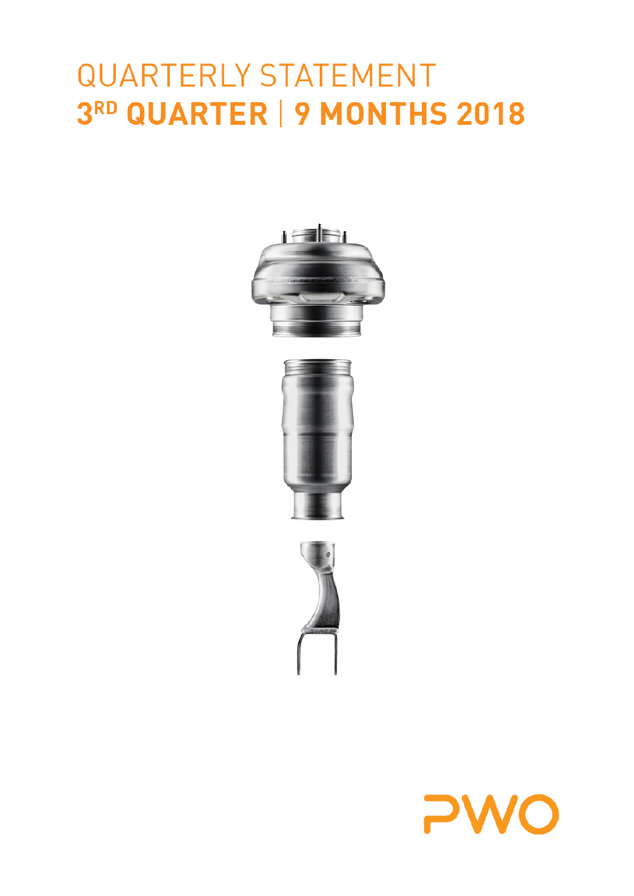# QUARTERLY STATEMENT
# 3RD QUARTER | 9 MONTHS 2018

PWO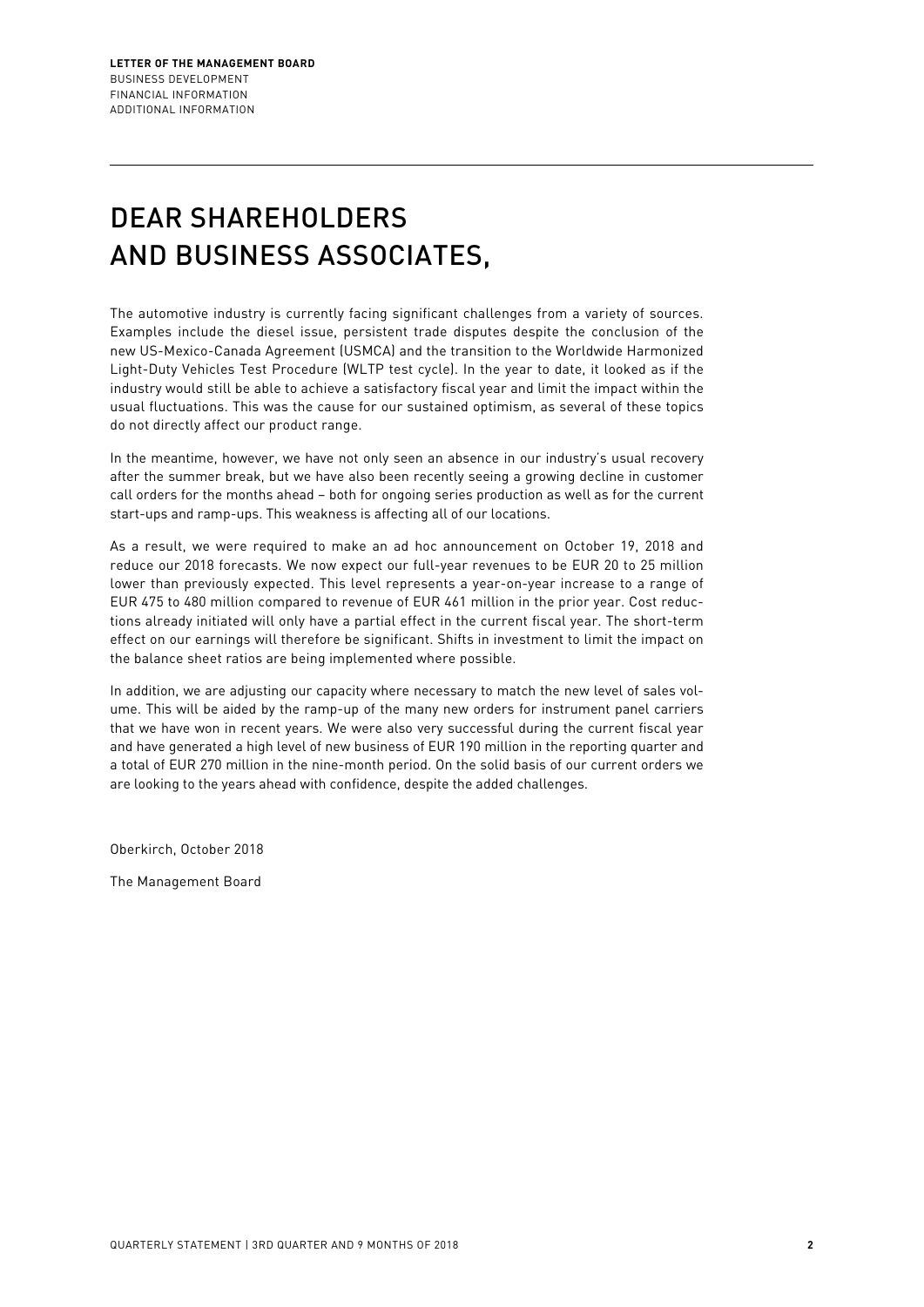# DEAR SHAREHOLDERS AND BUSINESS ASSOCIATES,

The automotive industry is currently facing significant challenges from a variety of sources. Examples include the diesel issue, persistent trade disputes despite the conclusion of the new US-Mexico-Canada Agreement (USMCA) and the transition to the Worldwide Harmonized Light-Duty Vehicles Test Procedure (WLTP test cycle). In the year to date, it looked as if the industry would still be able to achieve a satisfactory fiscal year and limit the impact within the usual fluctuations. This was the cause for our sustained optimism, as several of these topics do not directly affect our product range.

In the meantime, however, we have not only seen an absence in our industry's usual recovery after the summer break, but we have also been recently seeing a growing decline in customer call orders for the months ahead – both for ongoing series production as well as for the current start-ups and ramp-ups. This weakness is affecting all of our locations.

As a result, we were required to make an ad hoc announcement on October 19, 2018 and reduce our 2018 forecasts. We now expect our full-year revenues to be EUR 20 to 25 million lower than previously expected. This level represents a year-on-year increase to a range of EUR 475 to 480 million compared to revenue of EUR 461 million in the prior year. Cost reductions already initiated will only have a partial effect in the current fiscal year. The short-term effect on our earnings will therefore be significant. Shifts in investment to limit the impact on the balance sheet ratios are being implemented where possible.

In addition, we are adjusting our capacity where necessary to match the new level of sales volume. This will be aided by the ramp-up of the many new orders for instrument panel carriers that we have won in recent years. We were also very successful during the current fiscal year and have generated a high level of new business of EUR 190 million in the reporting quarter and a total of EUR 270 million in the nine-month period. On the solid basis of our current orders we are looking to the years ahead with confidence, despite the added challenges.

Oberkirch, October 2018

The Management Board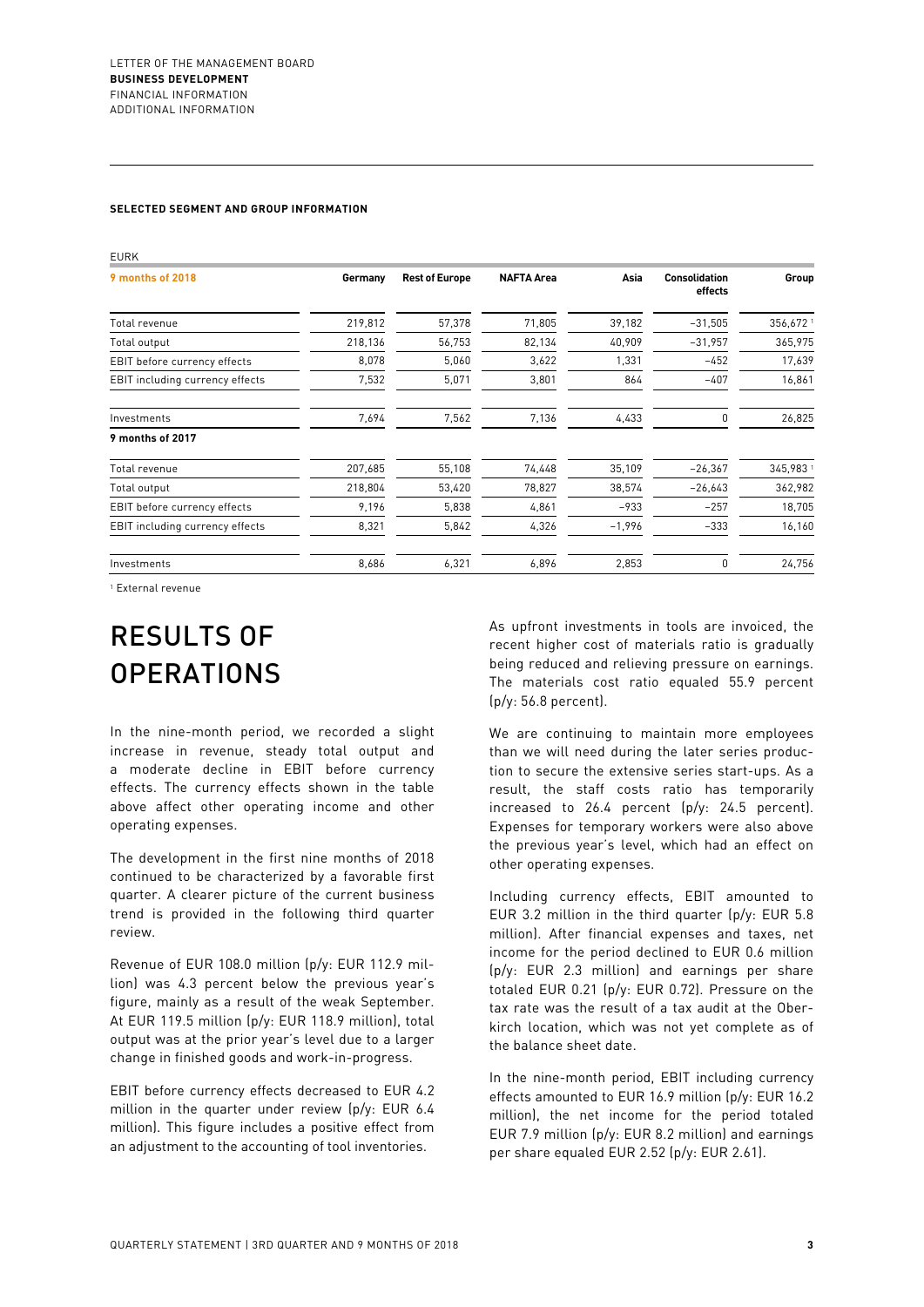**SELECTED SEGMENT AND GROUP INFORMATION**

EURK

| 9 months of 2018 | Germany | Rest of Europe | NAFTA Area | Asia | Consolidation effects | Group |
|---|---|---|---|---|---|---|
| Total revenue | 219,812 | 57,378 | 71,805 | 39,182 | −31,505 | 356,672 [1] |
| Total output | 218,136 | 56,753 | 82,134 | 40,909 | −31,957 | 365,975 |
| EBIT before currency effects | 8,078 | 5,060 | 3,622 | 1,331 | −452 | 17,639 |
| EBIT including currency effects | 7,532 | 5,071 | 3,801 | 864 | −407 | 16,861 |
| Investments | 7,694 | 7,562 | 7,136 | 4,433 | 0 | 26,825 |
| **9 months of 2017** | | | | | | |
| Total revenue | 207,685 | 55,108 | 74,448 | 35,109 | −26,367 | 345,983 [1] |
| Total output | 218,804 | 53,420 | 78,827 | 38,574 | −26,643 | 362,982 |
| EBIT before currency effects | 9,196 | 5,838 | 4,861 | −933 | −257 | 18,705 |
| EBIT including currency effects | 8,321 | 5,842 | 4,326 | −1,996 | −333 | 16,160 |
| Investments | 8,686 | 6,321 | 6,896 | 2,853 | 0 | 24,756 |

[1] External revenue

# RESULTS OF OPERATIONS

In the nine-month period, we recorded a slight increase in revenue, steady total output and a moderate decline in EBIT before currency effects. The currency effects shown in the table above affect other operating income and other operating expenses.

The development in the first nine months of 2018 continued to be characterized by a favorable first quarter. A clearer picture of the current business trend is provided in the following third quarter review.

Revenue of EUR 108.0 million (p/y: EUR 112.9 million) was 4.3 percent below the previous year's figure, mainly as a result of the weak September. At EUR 119.5 million (p/y: EUR 118.9 million), total output was at the prior year's level due to a larger change in finished goods and work-in-progress.

EBIT before currency effects decreased to EUR 4.2 million in the quarter under review (p/y: EUR 6.4 million). This figure includes a positive effect from an adjustment to the accounting of tool inventories.

As upfront investments in tools are invoiced, the recent higher cost of materials ratio is gradually being reduced and relieving pressure on earnings. The materials cost ratio equaled 55.9 percent (p/y: 56.8 percent).

We are continuing to maintain more employees than we will need during the later series production to secure the extensive series start-ups. As a result, the staff costs ratio has temporarily increased to 26.4 percent (p/y: 24.5 percent). Expenses for temporary workers were also above the previous year's level, which had an effect on other operating expenses.

Including currency effects, EBIT amounted to EUR 3.2 million in the third quarter (p/y: EUR 5.8 million). After financial expenses and taxes, net income for the period declined to EUR 0.6 million (p/y: EUR 2.3 million) and earnings per share totaled EUR 0.21 (p/y: EUR 0.72). Pressure on the tax rate was the result of a tax audit at the Oberkirch location, which was not yet complete as of the balance sheet date.

In the nine-month period, EBIT including currency effects amounted to EUR 16.9 million (p/y: EUR 16.2 million), the net income for the period totaled EUR 7.9 million (p/y: EUR 8.2 million) and earnings per share equaled EUR 2.52 (p/y: EUR 2.61).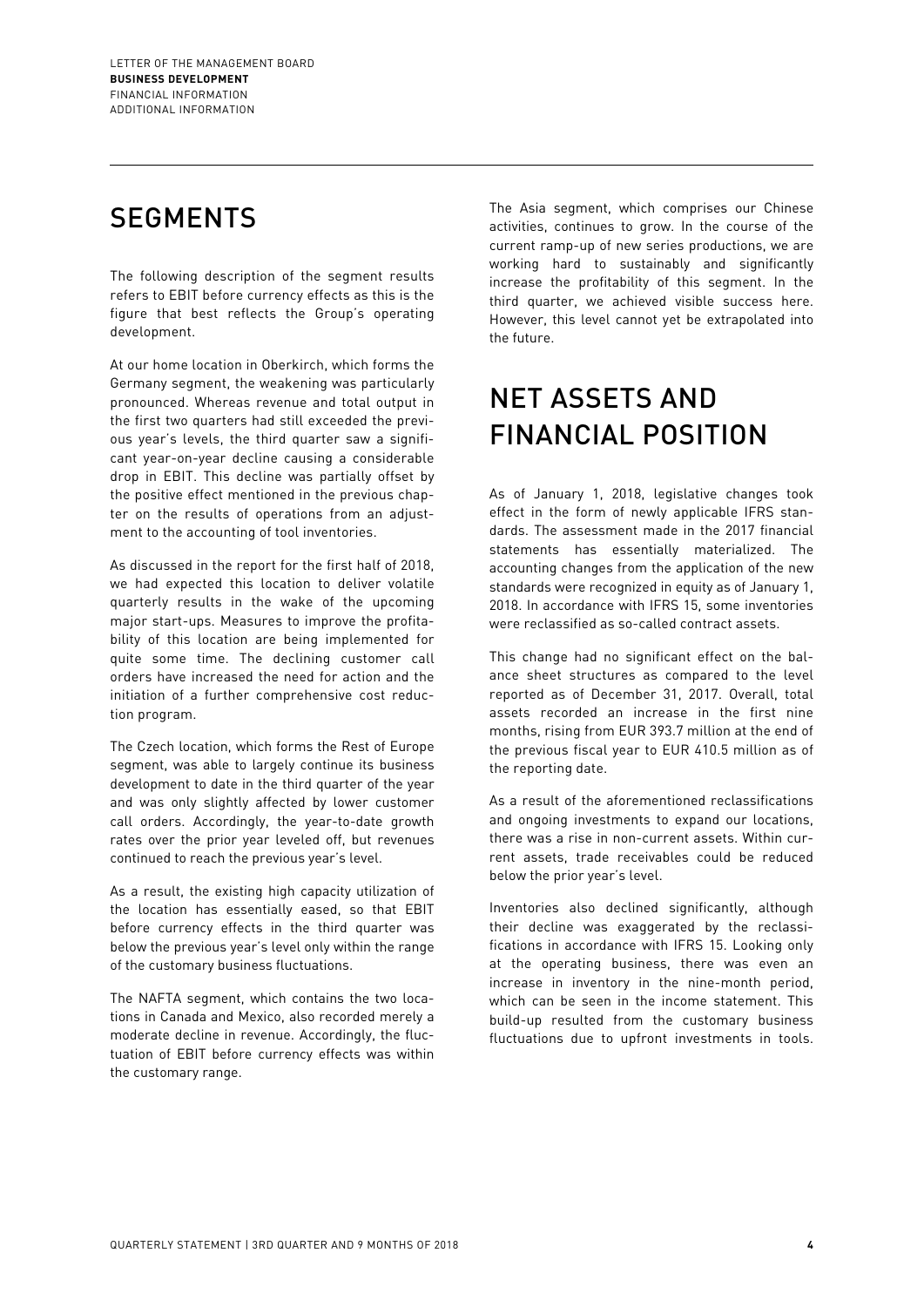# SEGMENTS

The following description of the segment results refers to EBIT before currency effects as this is the figure that best reflects the Group's operating development.

At our home location in Oberkirch, which forms the Germany segment, the weakening was particularly pronounced. Whereas revenue and total output in the first two quarters had still exceeded the previous year's levels, the third quarter saw a significant year-on-year decline causing a considerable drop in EBIT. This decline was partially offset by the positive effect mentioned in the previous chapter on the results of operations from an adjustment to the accounting of tool inventories.

As discussed in the report for the first half of 2018, we had expected this location to deliver volatile quarterly results in the wake of the upcoming major start-ups. Measures to improve the profitability of this location are being implemented for quite some time. The declining customer call orders have increased the need for action and the initiation of a further comprehensive cost reduction program.

The Czech location, which forms the Rest of Europe segment, was able to largely continue its business development to date in the third quarter of the year and was only slightly affected by lower customer call orders. Accordingly, the year-to-date growth rates over the prior year leveled off, but revenues continued to reach the previous year's level.

As a result, the existing high capacity utilization of the location has essentially eased, so that EBIT before currency effects in the third quarter was below the previous year's level only within the range of the customary business fluctuations.

The NAFTA segment, which contains the two locations in Canada and Mexico, also recorded merely a moderate decline in revenue. Accordingly, the fluctuation of EBIT before currency effects was within the customary range.

The Asia segment, which comprises our Chinese activities, continues to grow. In the course of the current ramp-up of new series productions, we are working hard to sustainably and significantly increase the profitability of this segment. In the third quarter, we achieved visible success here. However, this level cannot yet be extrapolated into the future.

# NET ASSETS AND FINANCIAL POSITION

As of January 1, 2018, legislative changes took effect in the form of newly applicable IFRS standards. The assessment made in the 2017 financial statements has essentially materialized. The accounting changes from the application of the new standards were recognized in equity as of January 1, 2018. In accordance with IFRS 15, some inventories were reclassified as so-called contract assets.

This change had no significant effect on the balance sheet structures as compared to the level reported as of December 31, 2017. Overall, total assets recorded an increase in the first nine months, rising from EUR 393.7 million at the end of the previous fiscal year to EUR 410.5 million as of the reporting date.

As a result of the aforementioned reclassifications and ongoing investments to expand our locations, there was a rise in non-current assets. Within current assets, trade receivables could be reduced below the prior year's level.

Inventories also declined significantly, although their decline was exaggerated by the reclassifications in accordance with IFRS 15. Looking only at the operating business, there was even an increase in inventory in the nine-month period, which can be seen in the income statement. This build-up resulted from the customary business fluctuations due to upfront investments in tools.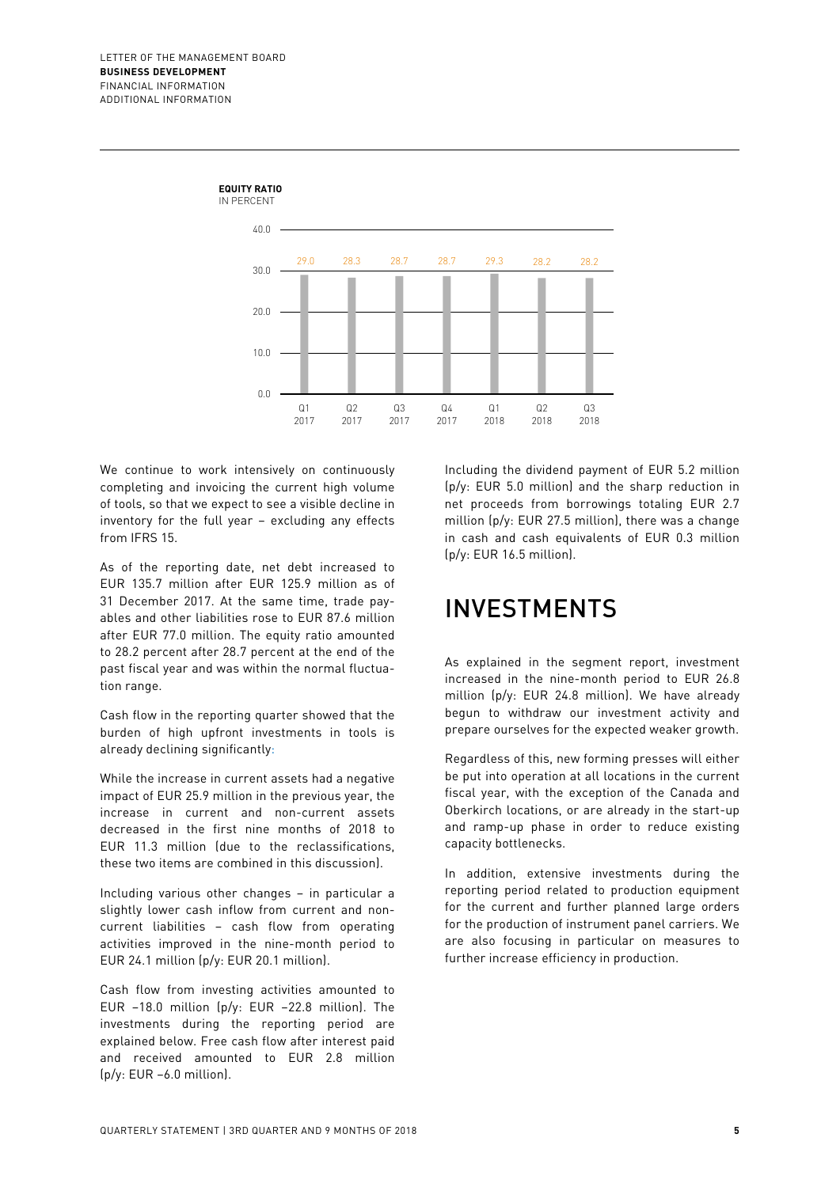**EQUITY RATIO**
IN PERCENT

| Q1 2017 | Q2 2017 | Q3 2017 | Q4 2017 | Q1 2018 | Q2 2018 | Q3 2018 |
|---|---|---|---|---|---|---|
| 29.0 | 28.3 | 28.7 | 28.7 | 29.3 | 28.2 | 28.2 |

We continue to work intensively on continuously completing and invoicing the current high volume of tools, so that we expect to see a visible decline in inventory for the full year – excluding any effects from IFRS 15.

As of the reporting date, net debt increased to EUR 135.7 million after EUR 125.9 million as of 31 December 2017. At the same time, trade payables and other liabilities rose to EUR 87.6 million after EUR 77.0 million. The equity ratio amounted to 28.2 percent after 28.7 percent at the end of the past fiscal year and was within the normal fluctuation range.

Cash flow in the reporting quarter showed that the burden of high upfront investments in tools is already declining significantly:

While the increase in current assets had a negative impact of EUR 25.9 million in the previous year, the increase in current and non-current assets decreased in the first nine months of 2018 to EUR 11.3 million (due to the reclassifications, these two items are combined in this discussion).

Including various other changes – in particular a slightly lower cash inflow from current and non-current liabilities – cash flow from operating activities improved in the nine-month period to EUR 24.1 million (p/y: EUR 20.1 million).

Cash flow from investing activities amounted to EUR –18.0 million (p/y: EUR –22.8 million). The investments during the reporting period are explained below. Free cash flow after interest paid and received amounted to EUR 2.8 million (p/y: EUR –6.0 million).

Including the dividend payment of EUR 5.2 million (p/y: EUR 5.0 million) and the sharp reduction in net proceeds from borrowings totaling EUR 2.7 million (p/y: EUR 27.5 million), there was a change in cash and cash equivalents of EUR 0.3 million (p/y: EUR 16.5 million).

# INVESTMENTS

As explained in the segment report, investment increased in the nine-month period to EUR 26.8 million (p/y: EUR 24.8 million). We have already begun to withdraw our investment activity and prepare ourselves for the expected weaker growth.

Regardless of this, new forming presses will either be put into operation at all locations in the current fiscal year, with the exception of the Canada and Oberkirch locations, or are already in the start-up and ramp-up phase in order to reduce existing capacity bottlenecks.

In addition, extensive investments during the reporting period related to production equipment for the current and further planned large orders for the production of instrument panel carriers. We are also focusing in particular on measures to further increase efficiency in production.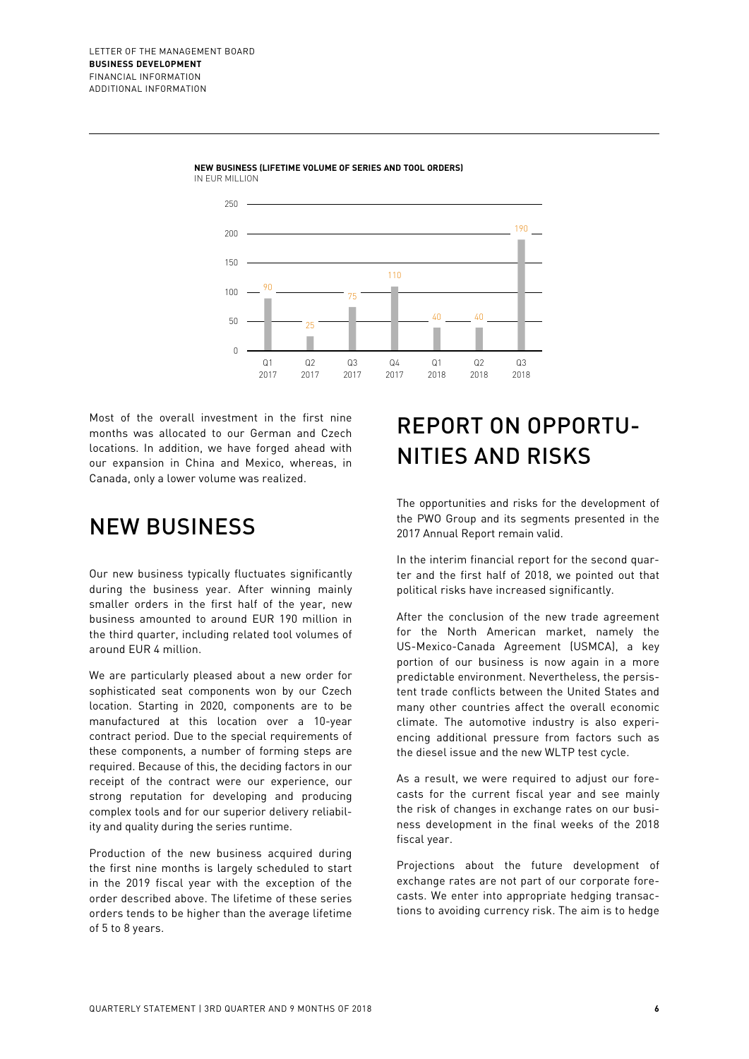**NEW BUSINESS (LIFETIME VOLUME OF SERIES AND TOOL ORDERS)**
IN EUR MILLION

| Quarter | Q1 2017 | Q2 2017 | Q3 2017 | Q4 2017 | Q1 2018 | Q2 2018 | Q3 2018 |
|---|---|---|---|---|---|---|---|
| New business | 90 | 25 | 75 | 110 | 40 | 40 | 190 |

Most of the overall investment in the first nine months was allocated to our German and Czech locations. In addition, we have forged ahead with our expansion in China and Mexico, whereas, in Canada, only a lower volume was realized.

## NEW BUSINESS

Our new business typically fluctuates significantly during the business year. After winning mainly smaller orders in the first half of the year, new business amounted to around EUR 190 million in the third quarter, including related tool volumes of around EUR 4 million.

We are particularly pleased about a new order for sophisticated seat components won by our Czech location. Starting in 2020, components are to be manufactured at this location over a 10-year contract period. Due to the special requirements of these components, a number of forming steps are required. Because of this, the deciding factors in our receipt of the contract were our experience, our strong reputation for developing and producing complex tools and for our superior delivery reliability and quality during the series runtime.

Production of the new business acquired during the first nine months is largely scheduled to start in the 2019 fiscal year with the exception of the order described above. The lifetime of these series orders tends to be higher than the average lifetime of 5 to 8 years.

## REPORT ON OPPORTUNITIES AND RISKS

The opportunities and risks for the development of the PWO Group and its segments presented in the 2017 Annual Report remain valid.

In the interim financial report for the second quarter and the first half of 2018, we pointed out that political risks have increased significantly.

After the conclusion of the new trade agreement for the North American market, namely the US-Mexico-Canada Agreement (USMCA), a key portion of our business is now again in a more predictable environment. Nevertheless, the persistent trade conflicts between the United States and many other countries affect the overall economic climate. The automotive industry is also experiencing additional pressure from factors such as the diesel issue and the new WLTP test cycle.

As a result, we were required to adjust our forecasts for the current fiscal year and see mainly the risk of changes in exchange rates on our business development in the final weeks of the 2018 fiscal year.

Projections about the future development of exchange rates are not part of our corporate forecasts. We enter into appropriate hedging transactions to avoiding currency risk. The aim is to hedge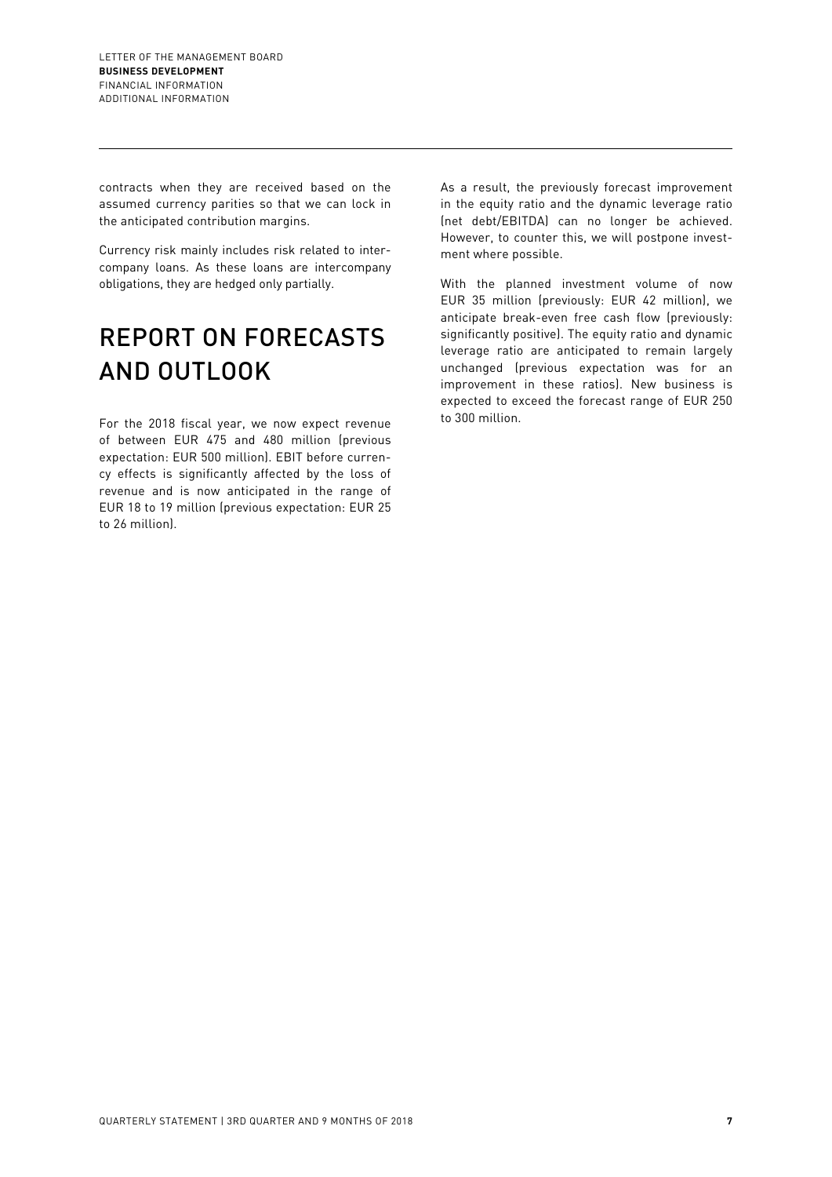contracts when they are received based on the assumed currency parities so that we can lock in the anticipated contribution margins.

Currency risk mainly includes risk related to intercompany loans. As these loans are intercompany obligations, they are hedged only partially.

# REPORT ON FORECASTS AND OUTLOOK

For the 2018 fiscal year, we now expect revenue of between EUR 475 and 480 million (previous expectation: EUR 500 million). EBIT before currency effects is significantly affected by the loss of revenue and is now anticipated in the range of EUR 18 to 19 million (previous expectation: EUR 25 to 26 million).

As a result, the previously forecast improvement in the equity ratio and the dynamic leverage ratio (net debt/EBITDA) can no longer be achieved. However, to counter this, we will postpone investment where possible.

With the planned investment volume of now EUR 35 million (previously: EUR 42 million), we anticipate break-even free cash flow (previously: significantly positive). The equity ratio and dynamic leverage ratio are anticipated to remain largely unchanged (previous expectation was for an improvement in these ratios). New business is expected to exceed the forecast range of EUR 250 to 300 million.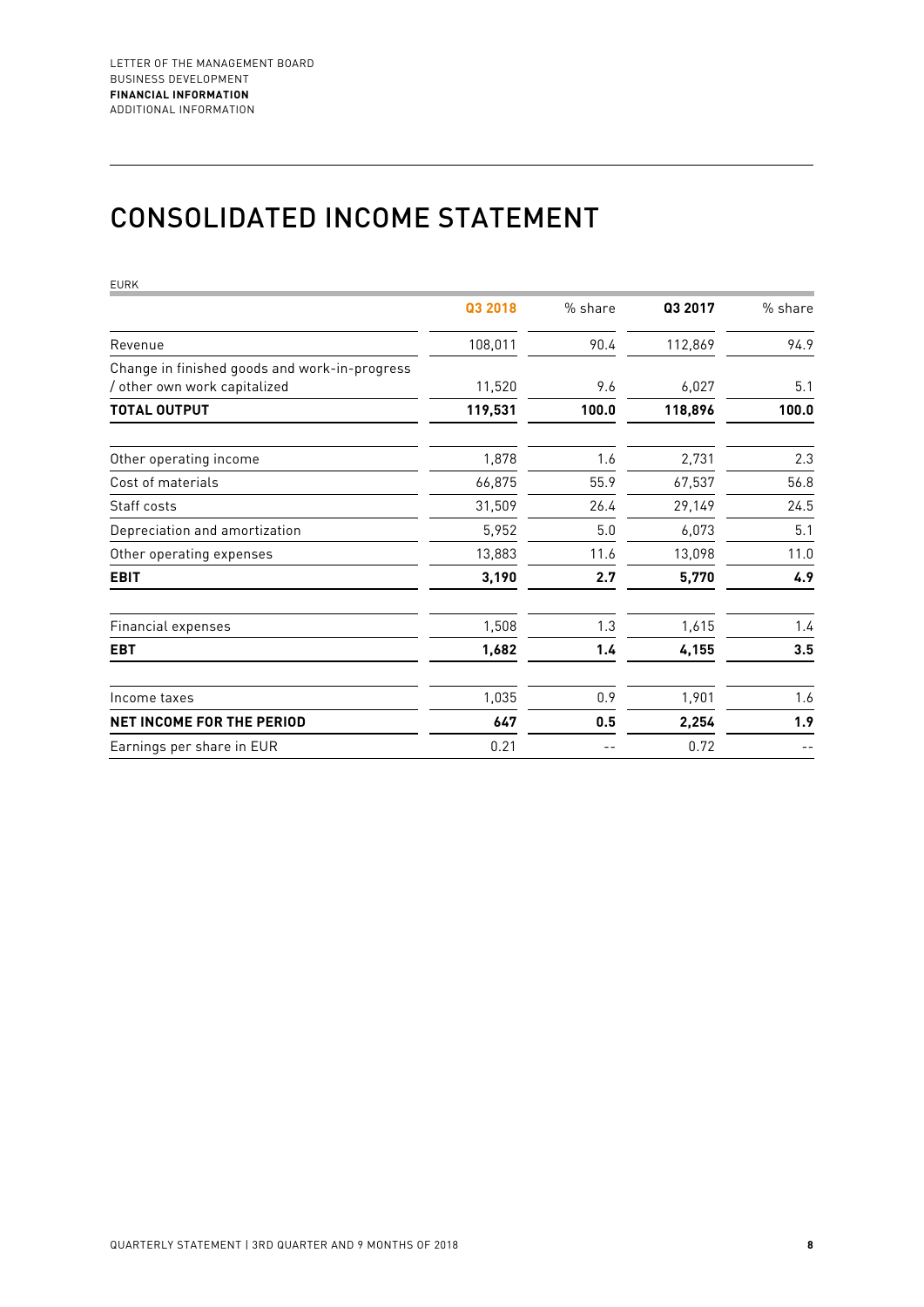# CONSOLIDATED INCOME STATEMENT

EURK

| | Q3 2018 | % share | Q3 2017 | % share |
|---|---|---|---|---|
| Revenue | 108,011 | 90.4 | 112,869 | 94.9 |
| Change in finished goods and work-in-progress / other own work capitalized | 11,520 | 9.6 | 6,027 | 5.1 |
| **TOTAL OUTPUT** | **119,531** | **100.0** | **118,896** | **100.0** |
| Other operating income | 1,878 | 1.6 | 2,731 | 2.3 |
| Cost of materials | 66,875 | 55.9 | 67,537 | 56.8 |
| Staff costs | 31,509 | 26.4 | 29,149 | 24.5 |
| Depreciation and amortization | 5,952 | 5.0 | 6,073 | 5.1 |
| Other operating expenses | 13,883 | 11.6 | 13,098 | 11.0 |
| **EBIT** | **3,190** | **2.7** | **5,770** | **4.9** |
| Financial expenses | 1,508 | 1.3 | 1,615 | 1.4 |
| **EBT** | **1,682** | **1.4** | **4,155** | **3.5** |
| Income taxes | 1,035 | 0.9 | 1,901 | 1.6 |
| **NET INCOME FOR THE PERIOD** | **647** | **0.5** | **2,254** | **1.9** |
| Earnings per share in EUR | 0.21 | -- | 0.72 | -- |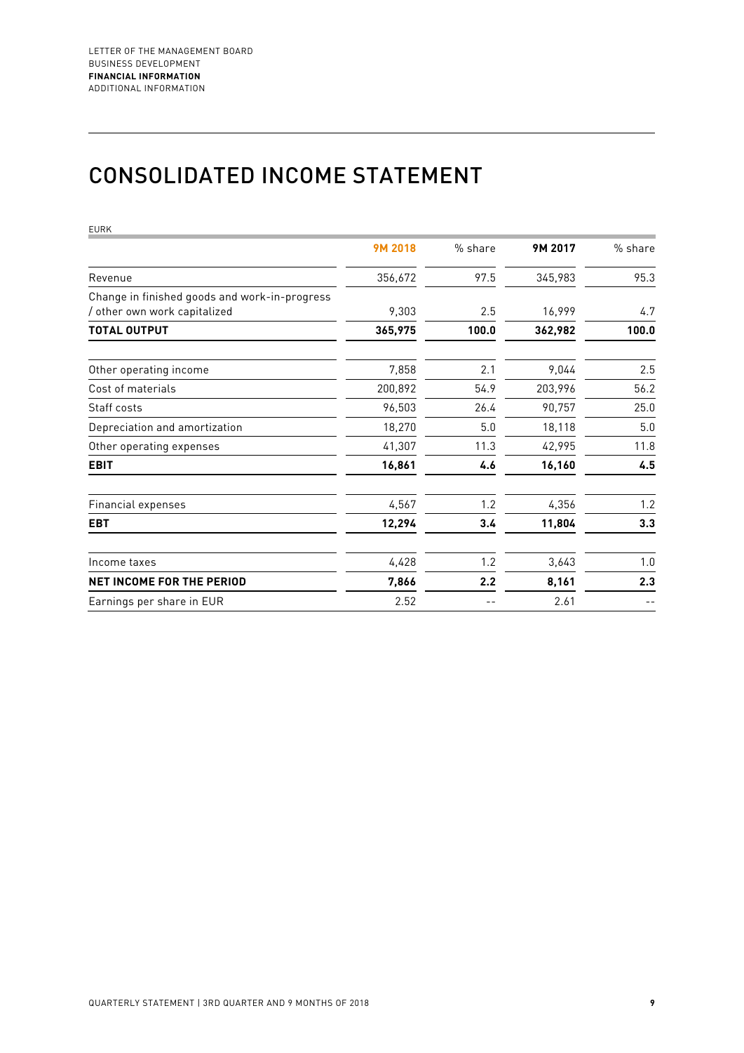# CONSOLIDATED INCOME STATEMENT

EURK

| | 9M 2018 | % share | 9M 2017 | % share |
|---|---|---|---|---|
| Revenue | 356,672 | 97.5 | 345,983 | 95.3 |
| Change in finished goods and work-in-progress / other own work capitalized | 9,303 | 2.5 | 16,999 | 4.7 |
| **TOTAL OUTPUT** | **365,975** | **100.0** | **362,982** | **100.0** |
| Other operating income | 7,858 | 2.1 | 9,044 | 2.5 |
| Cost of materials | 200,892 | 54.9 | 203,996 | 56.2 |
| Staff costs | 96,503 | 26.4 | 90,757 | 25.0 |
| Depreciation and amortization | 18,270 | 5.0 | 18,118 | 5.0 |
| Other operating expenses | 41,307 | 11.3 | 42,995 | 11.8 |
| **EBIT** | **16,861** | **4.6** | **16,160** | **4.5** |
| Financial expenses | 4,567 | 1.2 | 4,356 | 1.2 |
| **EBT** | **12,294** | **3.4** | **11,804** | **3.3** |
| Income taxes | 4,428 | 1.2 | 3,643 | 1.0 |
| **NET INCOME FOR THE PERIOD** | **7,866** | **2.2** | **8,161** | **2.3** |
| Earnings per share in EUR | 2.52 | -- | 2.61 | -- |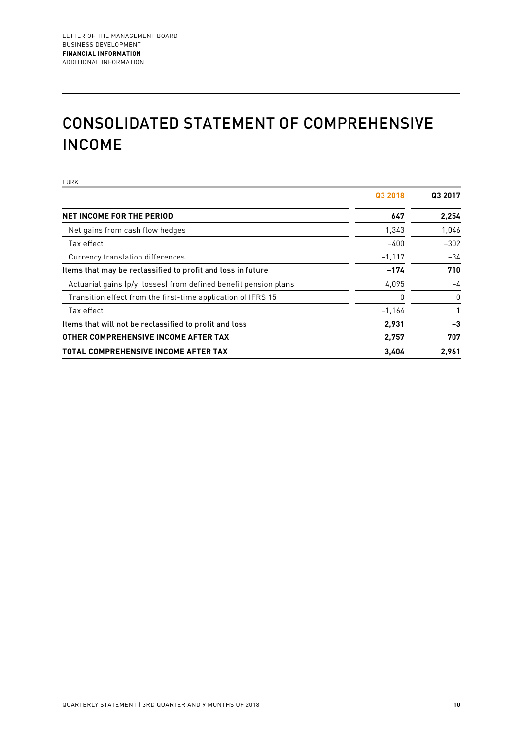# CONSOLIDATED STATEMENT OF COMPREHENSIVE INCOME

EURK

| | Q3 2018 | Q3 2017 |
|---|---|---|
| **NET INCOME FOR THE PERIOD** | **647** | **2,254** |
| Net gains from cash flow hedges | 1,343 | 1,046 |
| Tax effect | −400 | −302 |
| Currency translation differences | −1,117 | −34 |
| Items that may be reclassified to profit and loss in future | **−174** | **710** |
| Actuarial gains (p/y: losses) from defined benefit pension plans | 4,095 | −4 |
| Transition effect from the first-time application of IFRS 15 | 0 | 0 |
| Tax effect | −1,164 | 1 |
| Items that will not be reclassified to profit and loss | **2,931** | **−3** |
| **OTHER COMPREHENSIVE INCOME AFTER TAX** | **2,757** | **707** |
| **TOTAL COMPREHENSIVE INCOME AFTER TAX** | **3,404** | **2,961** |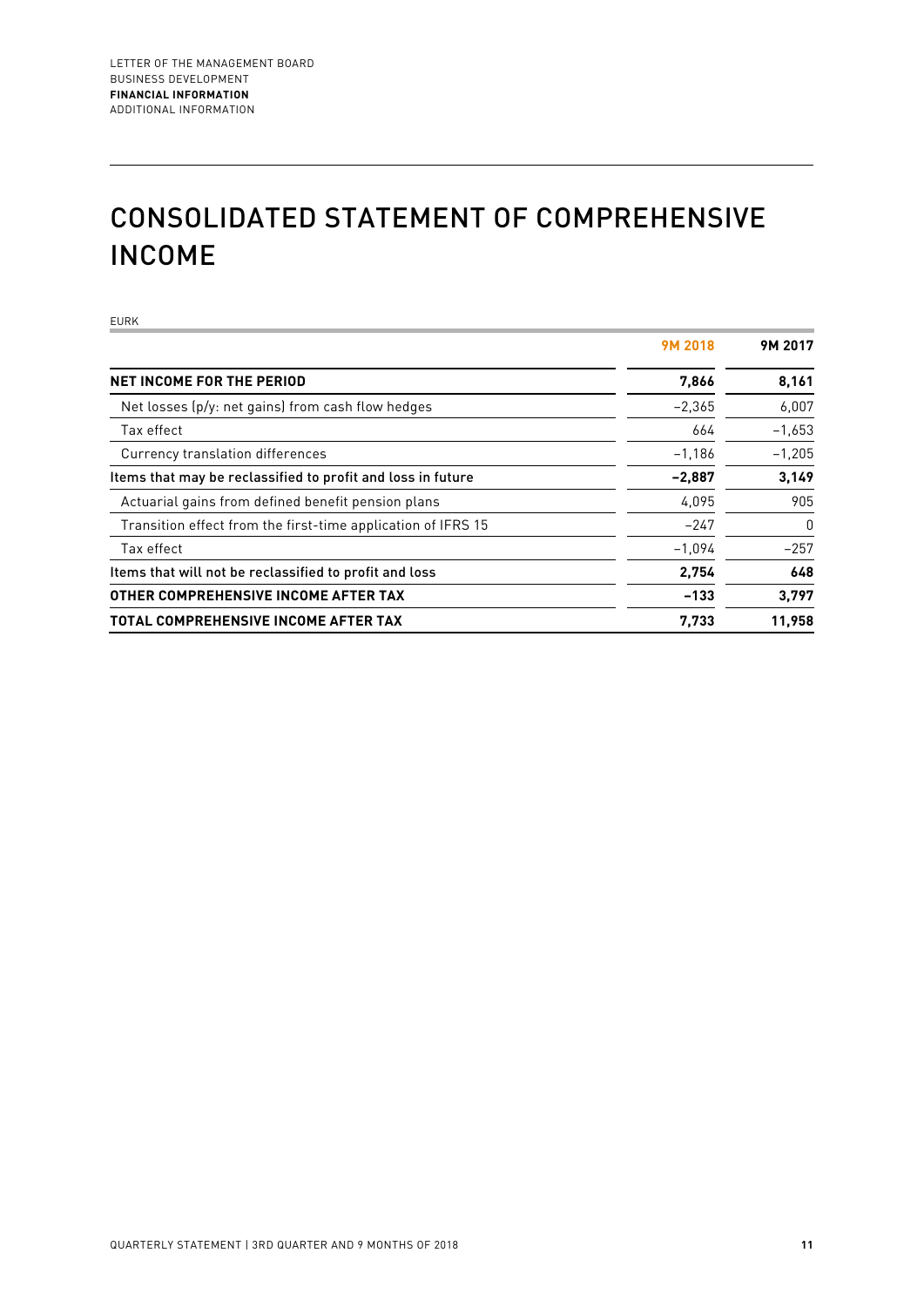# CONSOLIDATED STATEMENT OF COMPREHENSIVE INCOME

EURK

| | 9M 2018 | 9M 2017 |
|---|---|---|
| **NET INCOME FOR THE PERIOD** | **7,866** | **8,161** |
| Net losses (p/y: net gains) from cash flow hedges | −2,365 | 6,007 |
| Tax effect | 664 | −1,653 |
| Currency translation differences | −1,186 | −1,205 |
| **Items that may be reclassified to profit and loss in future** | **−2,887** | **3,149** |
| Actuarial gains from defined benefit pension plans | 4,095 | 905 |
| Transition effect from the first-time application of IFRS 15 | −247 | 0 |
| Tax effect | −1,094 | −257 |
| **Items that will not be reclassified to profit and loss** | **2,754** | **648** |
| **OTHER COMPREHENSIVE INCOME AFTER TAX** | **−133** | **3,797** |
| **TOTAL COMPREHENSIVE INCOME AFTER TAX** | **7,733** | **11,958** |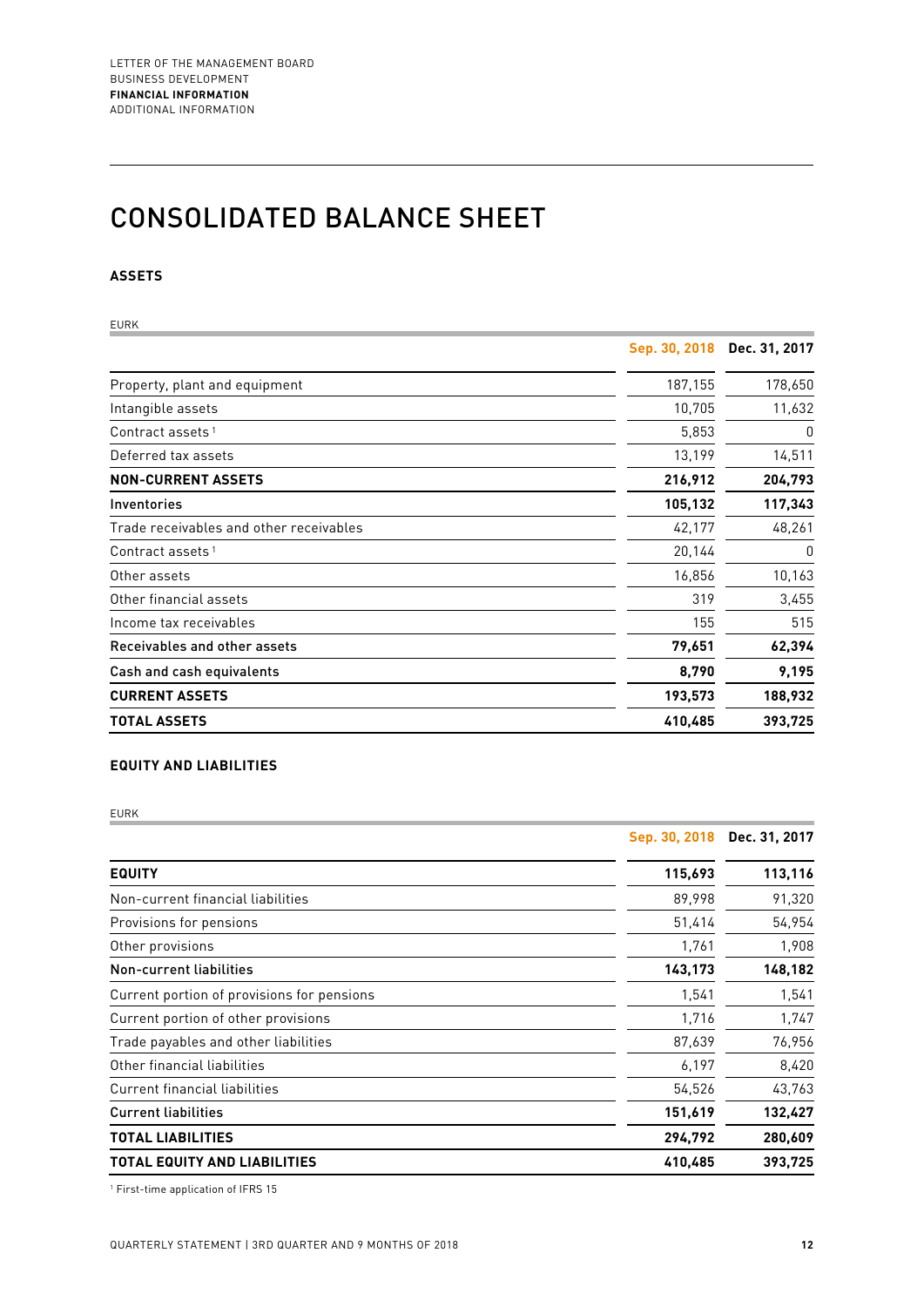# CONSOLIDATED BALANCE SHEET

## ASSETS

EURK

| | Sep. 30, 2018 | Dec. 31, 2017 |
|---|---|---|
| Property, plant and equipment | 187,155 | 178,650 |
| Intangible assets | 10,705 | 11,632 |
| Contract assets [1] | 5,853 | 0 |
| Deferred tax assets | 13,199 | 14,511 |
| **NON-CURRENT ASSETS** | **216,912** | **204,793** |
| **Inventories** | **105,132** | **117,343** |
| Trade receivables and other receivables | 42,177 | 48,261 |
| Contract assets [1] | 20,144 | 0 |
| Other assets | 16,856 | 10,163 |
| Other financial assets | 319 | 3,455 |
| Income tax receivables | 155 | 515 |
| **Receivables and other assets** | **79,651** | **62,394** |
| **Cash and cash equivalents** | **8,790** | **9,195** |
| **CURRENT ASSETS** | **193,573** | **188,932** |
| **TOTAL ASSETS** | **410,485** | **393,725** |

## EQUITY AND LIABILITIES

EURK

| | Sep. 30, 2018 | Dec. 31, 2017 |
|---|---|---|
| **EQUITY** | **115,693** | **113,116** |
| Non-current financial liabilities | 89,998 | 91,320 |
| Provisions for pensions | 51,414 | 54,954 |
| Other provisions | 1,761 | 1,908 |
| **Non-current liabilities** | **143,173** | **148,182** |
| Current portion of provisions for pensions | 1,541 | 1,541 |
| Current portion of other provisions | 1,716 | 1,747 |
| Trade payables and other liabilities | 87,639 | 76,956 |
| Other financial liabilities | 6,197 | 8,420 |
| Current financial liabilities | 54,526 | 43,763 |
| **Current liabilities** | **151,619** | **132,427** |
| **TOTAL LIABILITIES** | **294,792** | **280,609** |
| **TOTAL EQUITY AND LIABILITIES** | **410,485** | **393,725** |

[1] First-time application of IFRS 15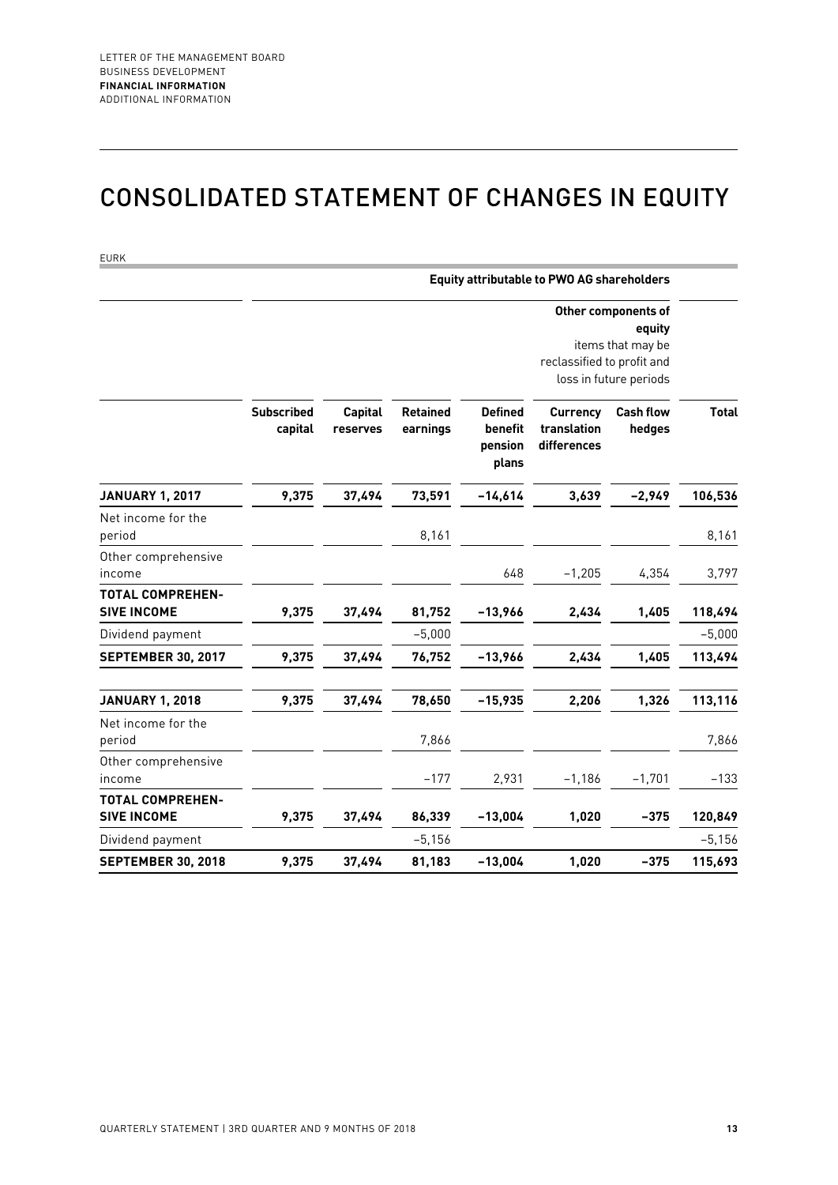# CONSOLIDATED STATEMENT OF CHANGES IN EQUITY

EURK

| | Equity attributable to PWO AG shareholders | | | | | | |
|---|---|---|---|---|---|---|---|
| | | | | | Other components of equity items that may be reclassified to profit and loss in future periods | | |
| | **Subscribed capital** | **Capital reserves** | **Retained earnings** | **Defined benefit pension plans** | **Currency translation differences** | **Cash flow hedges** | **Total** |
| **JANUARY 1, 2017** | **9,375** | **37,494** | **73,591** | **–14,614** | **3,639** | **–2,949** | **106,536** |
| Net income for the period | | | 8,161 | | | | 8,161 |
| Other comprehensive income | | | | 648 | –1,205 | 4,354 | 3,797 |
| **TOTAL COMPREHENSIVE INCOME** | **9,375** | **37,494** | **81,752** | **–13,966** | **2,434** | **1,405** | **118,494** |
| Dividend payment | | | –5,000 | | | | –5,000 |
| **SEPTEMBER 30, 2017** | **9,375** | **37,494** | **76,752** | **–13,966** | **2,434** | **1,405** | **113,494** |
| **JANUARY 1, 2018** | **9,375** | **37,494** | **78,650** | **–15,935** | **2,206** | **1,326** | **113,116** |
| Net income for the period | | | 7,866 | | | | 7,866 |
| Other comprehensive income | | | –177 | 2,931 | –1,186 | –1,701 | –133 |
| **TOTAL COMPREHENSIVE INCOME** | **9,375** | **37,494** | **86,339** | **–13,004** | **1,020** | **–375** | **120,849** |
| Dividend payment | | | –5,156 | | | | –5,156 |
| **SEPTEMBER 30, 2018** | **9,375** | **37,494** | **81,183** | **–13,004** | **1,020** | **–375** | **115,693** |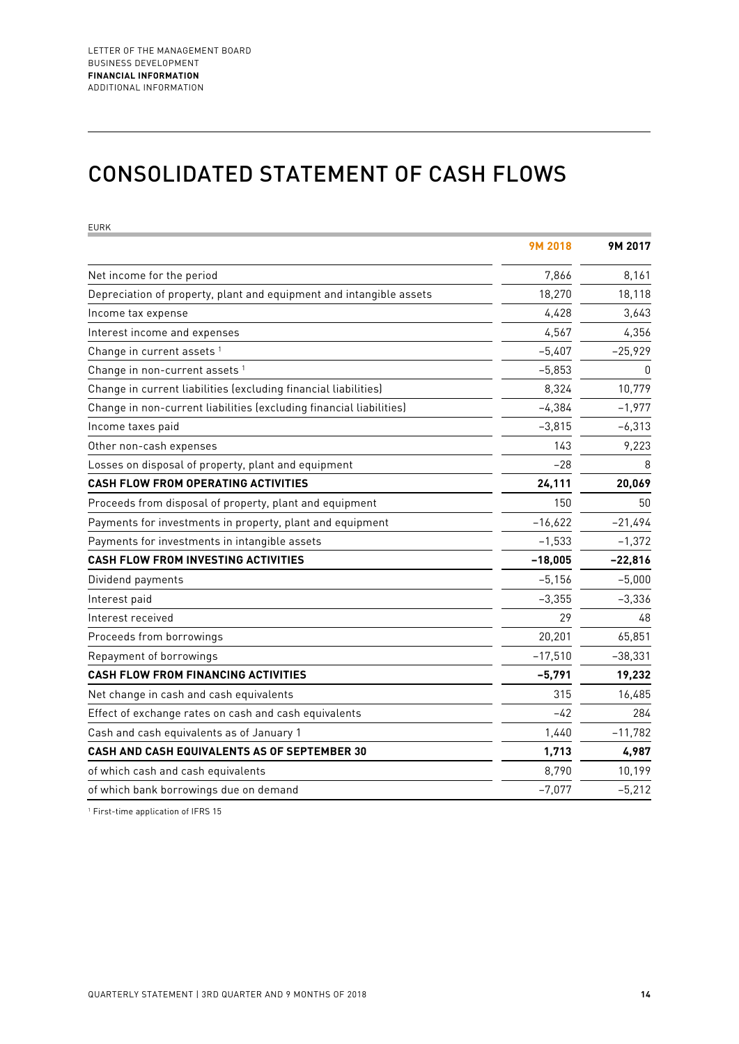# CONSOLIDATED STATEMENT OF CASH FLOWS

EURK

| | 9M 2018 | 9M 2017 |
|---|---|---|
| Net income for the period | 7,866 | 8,161 |
| Depreciation of property, plant and equipment and intangible assets | 18,270 | 18,118 |
| Income tax expense | 4,428 | 3,643 |
| Interest income and expenses | 4,567 | 4,356 |
| Change in current assets [1] | –5,407 | –25,929 |
| Change in non-current assets [1] | –5,853 | 0 |
| Change in current liabilities (excluding financial liabilities) | 8,324 | 10,779 |
| Change in non-current liabilities (excluding financial liabilities) | –4,384 | –1,977 |
| Income taxes paid | –3,815 | –6,313 |
| Other non-cash expenses | 143 | 9,223 |
| Losses on disposal of property, plant and equipment | –28 | 8 |
| **CASH FLOW FROM OPERATING ACTIVITIES** | **24,111** | **20,069** |
| Proceeds from disposal of property, plant and equipment | 150 | 50 |
| Payments for investments in property, plant and equipment | –16,622 | –21,494 |
| Payments for investments in intangible assets | –1,533 | –1,372 |
| **CASH FLOW FROM INVESTING ACTIVITIES** | **–18,005** | **–22,816** |
| Dividend payments | –5,156 | –5,000 |
| Interest paid | –3,355 | –3,336 |
| Interest received | 29 | 48 |
| Proceeds from borrowings | 20,201 | 65,851 |
| Repayment of borrowings | –17,510 | –38,331 |
| **CASH FLOW FROM FINANCING ACTIVITIES** | **–5,791** | **19,232** |
| Net change in cash and cash equivalents | 315 | 16,485 |
| Effect of exchange rates on cash and cash equivalents | –42 | 284 |
| Cash and cash equivalents as of January 1 | 1,440 | –11,782 |
| **CASH AND CASH EQUIVALENTS AS OF SEPTEMBER 30** | **1,713** | **4,987** |
| of which cash and cash equivalents | 8,790 | 10,199 |
| of which bank borrowings due on demand | –7,077 | –5,212 |

[1] First-time application of IFRS 15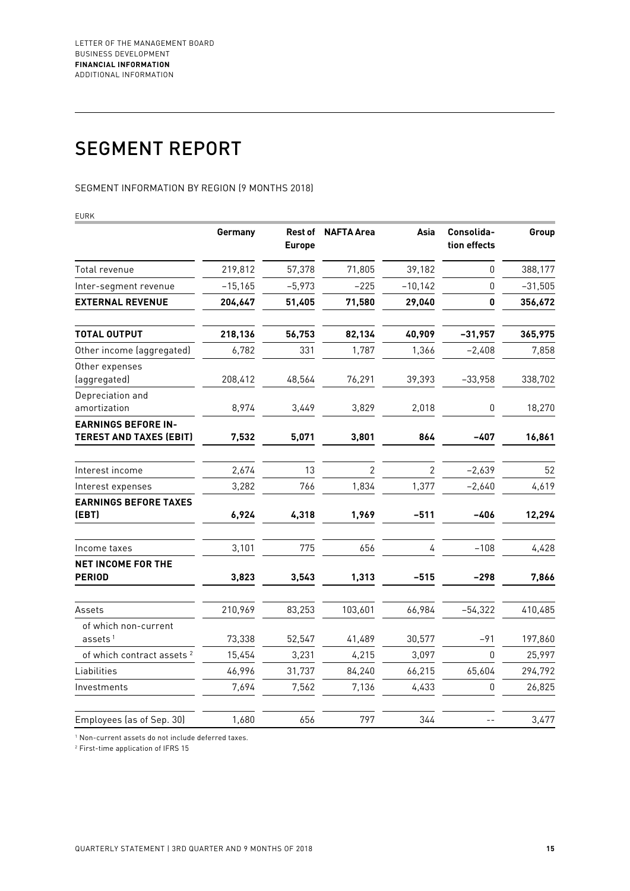# SEGMENT REPORT

SEGMENT INFORMATION BY REGION (9 MONTHS 2018)

EURK

| | Germany | Rest of Europe | NAFTA Area | Asia | Consolidation effects | Group |
|---|---|---|---|---|---|---|
| Total revenue | 219,812 | 57,378 | 71,805 | 39,182 | 0 | 388,177 |
| Inter-segment revenue | –15,165 | –5,973 | –225 | –10,142 | 0 | –31,505 |
| **EXTERNAL REVENUE** | **204,647** | **51,405** | **71,580** | **29,040** | **0** | **356,672** |
| **TOTAL OUTPUT** | **218,136** | **56,753** | **82,134** | **40,909** | **–31,957** | **365,975** |
| Other income (aggregated) | 6,782 | 331 | 1,787 | 1,366 | –2,408 | 7,858 |
| Other expenses (aggregated) | 208,412 | 48,564 | 76,291 | 39,393 | –33,958 | 338,702 |
| Depreciation and amortization | 8,974 | 3,449 | 3,829 | 2,018 | 0 | 18,270 |
| **EARNINGS BEFORE INTEREST AND TAXES (EBIT)** | **7,532** | **5,071** | **3,801** | **864** | **–407** | **16,861** |
| Interest income | 2,674 | 13 | 2 | 2 | –2,639 | 52 |
| Interest expenses | 3,282 | 766 | 1,834 | 1,377 | –2,640 | 4,619 |
| **EARNINGS BEFORE TAXES (EBT)** | **6,924** | **4,318** | **1,969** | **–511** | **–406** | **12,294** |
| Income taxes | 3,101 | 775 | 656 | 4 | –108 | 4,428 |
| **NET INCOME FOR THE PERIOD** | **3,823** | **3,543** | **1,313** | **–515** | **–298** | **7,866** |
| Assets | 210,969 | 83,253 | 103,601 | 66,984 | –54,322 | 410,485 |
| of which non-current assets [1] | 73,338 | 52,547 | 41,489 | 30,577 | –91 | 197,860 |
| of which contract assets [2] | 15,454 | 3,231 | 4,215 | 3,097 | 0 | 25,997 |
| Liabilities | 46,996 | 31,737 | 84,240 | 66,215 | 65,604 | 294,792 |
| Investments | 7,694 | 7,562 | 7,136 | 4,433 | 0 | 26,825 |
| Employees (as of Sep. 30) | 1,680 | 656 | 797 | 344 | -- | 3,477 |

[1] Non-current assets do not include deferred taxes.

[2] First-time application of IFRS 15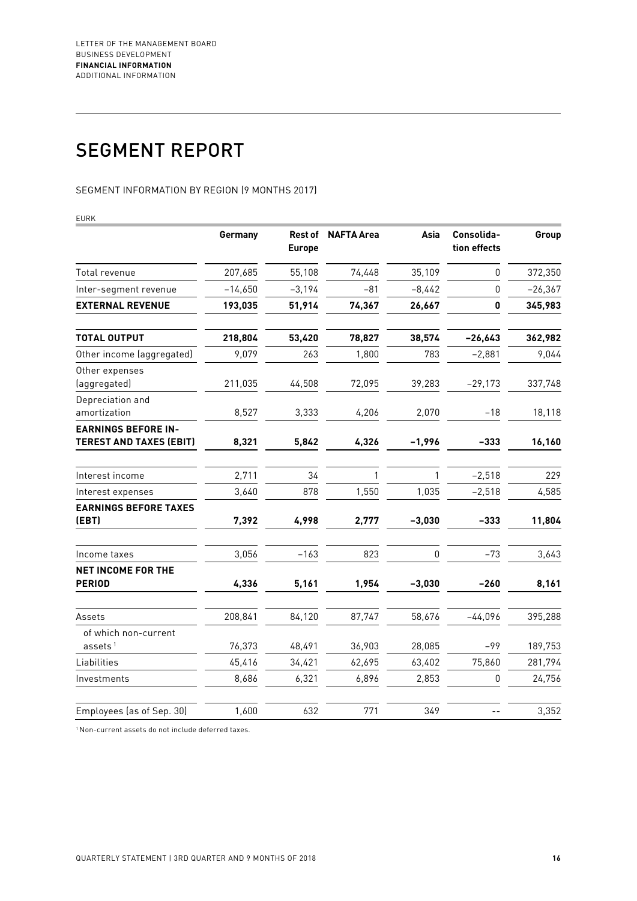# SEGMENT REPORT

SEGMENT INFORMATION BY REGION (9 MONTHS 2017)

EURK

| | Germany | Rest of Europe | NAFTA Area | Asia | Consolida-tion effects | Group |
|---|---|---|---|---|---|---|
| Total revenue | 207,685 | 55,108 | 74,448 | 35,109 | 0 | 372,350 |
| Inter-segment revenue | −14,650 | −3,194 | −81 | −8,442 | 0 | −26,367 |
| **EXTERNAL REVENUE** | **193,035** | **51,914** | **74,367** | **26,667** | **0** | **345,983** |
| **TOTAL OUTPUT** | **218,804** | **53,420** | **78,827** | **38,574** | **−26,643** | **362,982** |
| Other income (aggregated) | 9,079 | 263 | 1,800 | 783 | −2,881 | 9,044 |
| Other expenses (aggregated) | 211,035 | 44,508 | 72,095 | 39,283 | −29,173 | 337,748 |
| Depreciation and amortization | 8,527 | 3,333 | 4,206 | 2,070 | −18 | 18,118 |
| **EARNINGS BEFORE INTEREST AND TAXES (EBIT)** | **8,321** | **5,842** | **4,326** | **−1,996** | **−333** | **16,160** |
| Interest income | 2,711 | 34 | 1 | 1 | −2,518 | 229 |
| Interest expenses | 3,640 | 878 | 1,550 | 1,035 | −2,518 | 4,585 |
| **EARNINGS BEFORE TAXES (EBT)** | **7,392** | **4,998** | **2,777** | **−3,030** | **−333** | **11,804** |
| Income taxes | 3,056 | −163 | 823 | 0 | −73 | 3,643 |
| **NET INCOME FOR THE PERIOD** | **4,336** | **5,161** | **1,954** | **−3,030** | **−260** | **8,161** |
| Assets | 208,841 | 84,120 | 87,747 | 58,676 | −44,096 | 395,288 |
| of which non-current assets [1] | 76,373 | 48,491 | 36,903 | 28,085 | −99 | 189,753 |
| Liabilities | 45,416 | 34,421 | 62,695 | 63,402 | 75,860 | 281,794 |
| Investments | 8,686 | 6,321 | 6,896 | 2,853 | 0 | 24,756 |
| Employees (as of Sep. 30) | 1,600 | 632 | 771 | 349 | -- | 3,352 |

[1] Non-current assets do not include deferred taxes.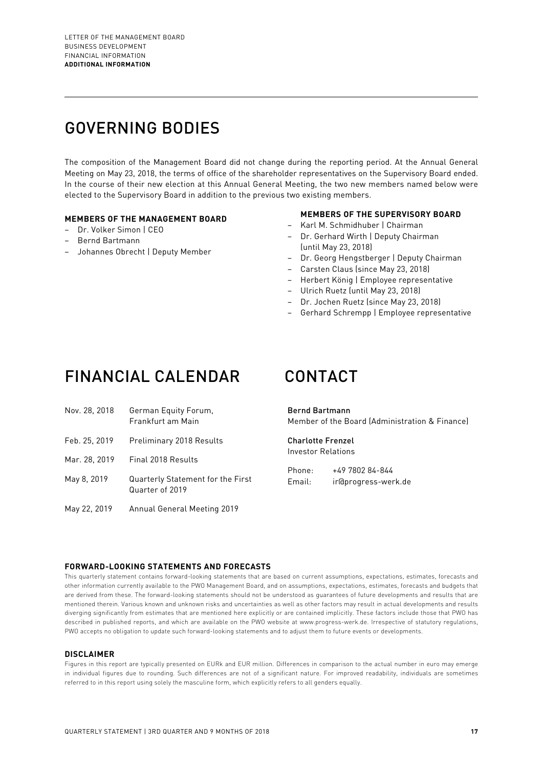# GOVERNING BODIES

The composition of the Management Board did not change during the reporting period. At the Annual General Meeting on May 23, 2018, the terms of office of the shareholder representatives on the Supervisory Board ended. In the course of their new election at this Annual General Meeting, the two new members named below were elected to the Supervisory Board in addition to the previous two existing members.

**MEMBERS OF THE MANAGEMENT BOARD**

- Dr. Volker Simon | CEO
- Bernd Bartmann
- Johannes Obrecht | Deputy Member

**MEMBERS OF THE SUPERVISORY BOARD**

- Karl M. Schmidhuber | Chairman
- Dr. Gerhard Wirth | Deputy Chairman (until May 23, 2018)
- Dr. Georg Hengstberger | Deputy Chairman
- Carsten Claus (since May 23, 2018)
- Herbert König | Employee representative
- Ulrich Ruetz (until May 23, 2018)
- Dr. Jochen Ruetz (since May 23, 2018)
- Gerhard Schrempp | Employee representative

# FINANCIAL CALENDAR

| | |
|---|---|
| Nov. 28, 2018 | German Equity Forum, Frankfurt am Main |
| Feb. 25, 2019 | Preliminary 2018 Results |
| Mar. 28, 2019 | Final 2018 Results |
| May 8, 2019 | Quarterly Statement for the First Quarter of 2019 |
| May 22, 2019 | Annual General Meeting 2019 |

# CONTACT

Bernd Bartmann
Member of the Board (Administration & Finance)

Charlotte Frenzel
Investor Relations

Phone: +49 7802 84-844
Email: ir@progress-werk.de

**FORWARD-LOOKING STATEMENTS AND FORECASTS**

This quarterly statement contains forward-looking statements that are based on current assumptions, expectations, estimates, forecasts and other information currently available to the PWO Management Board, and on assumptions, expectations, estimates, forecasts and budgets that are derived from these. The forward-looking statements should not be understood as guarantees of future developments and results that are mentioned therein. Various known and unknown risks and uncertainties as well as other factors may result in actual developments and results diverging significantly from estimates that are mentioned here explicitly or are contained implicitly. These factors include those that PWO has described in published reports, and which are available on the PWO website at www.progress-werk.de. Irrespective of statutory regulations, PWO accepts no obligation to update such forward-looking statements and to adjust them to future events or developments.

**DISCLAIMER**

Figures in this report are typically presented on EURk and EUR million. Differences in comparison to the actual number in euro may emerge in individual figures due to rounding. Such differences are not of a significant nature. For improved readability, individuals are sometimes referred to in this report using solely the masculine form, which explicitly refers to all genders equally.